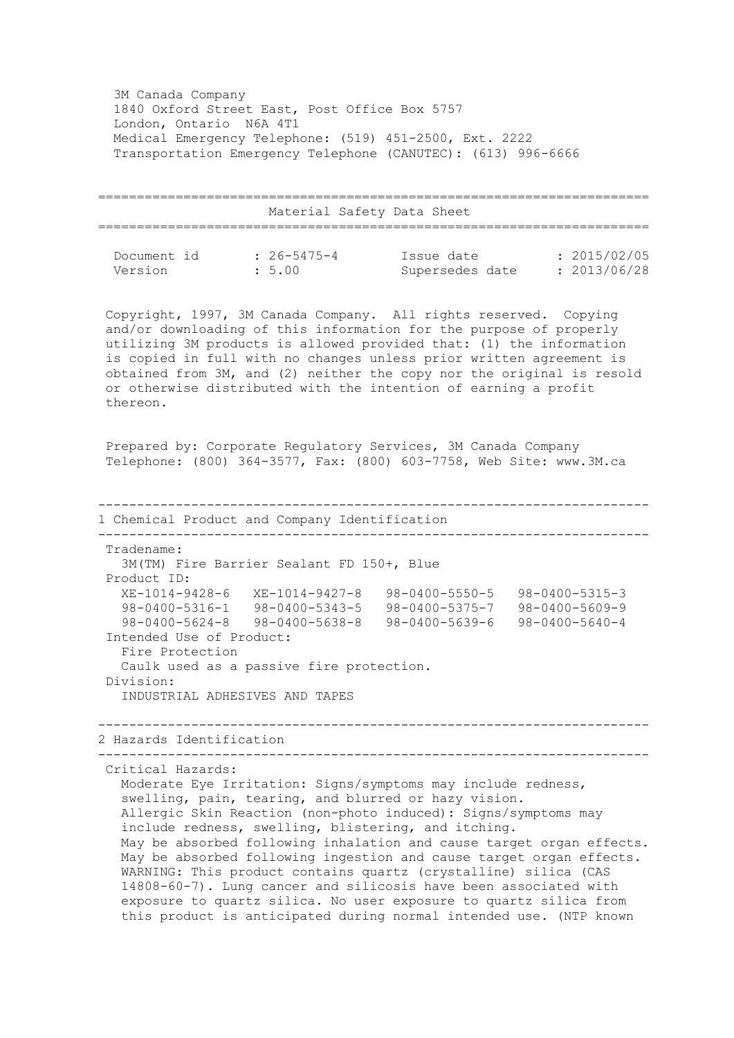3M Canada Company
1840 Oxford Street East, Post Office Box 5757
London, Ontario N6A 4T1
Medical Emergency Telephone: (519) 451-2500, Ext. 2222
Transportation Emergency Telephone (CANUTEC): (613) 996-6666

# Material Safety Data Sheet

| | | | |
|---|---|---|---|
| Document id | : 26-5475-4 | Issue date | : 2015/02/05 |
| Version | : 5.00 | Supersedes date | : 2013/06/28 |

Copyright, 1997, 3M Canada Company. All rights reserved. Copying and/or downloading of this information for the purpose of properly utilizing 3M products is allowed provided that: (1) the information is copied in full with no changes unless prior written agreement is obtained from 3M, and (2) neither the copy nor the original is resold or otherwise distributed with the intention of earning a profit thereon.

Prepared by: Corporate Regulatory Services, 3M Canada Company
Telephone: (800) 364-3577, Fax: (800) 603-7758, Web Site: www.3M.ca

## 1 Chemical Product and Company Identification

Tradename:
3M(TM) Fire Barrier Sealant FD 150+, Blue

Product ID:
XE-1014-9428-6 XE-1014-9427-8 98-0400-5550-5 98-0400-5315-3
98-0400-5316-1 98-0400-5343-5 98-0400-5375-7 98-0400-5609-9
98-0400-5624-8 98-0400-5638-8 98-0400-5639-6 98-0400-5640-4

Intended Use of Product:
Fire Protection
Caulk used as a passive fire protection.

Division:
INDUSTRIAL ADHESIVES AND TAPES

## 2 Hazards Identification

Critical Hazards:
Moderate Eye Irritation: Signs/symptoms may include redness, swelling, pain, tearing, and blurred or hazy vision.
Allergic Skin Reaction (non-photo induced): Signs/symptoms may include redness, swelling, blistering, and itching.
May be absorbed following inhalation and cause target organ effects.
May be absorbed following ingestion and cause target organ effects.
WARNING: This product contains quartz (crystalline) silica (CAS 14808-60-7). Lung cancer and silicosis have been associated with exposure to quartz silica. No user exposure to quartz silica from this product is anticipated during normal intended use. (NTP known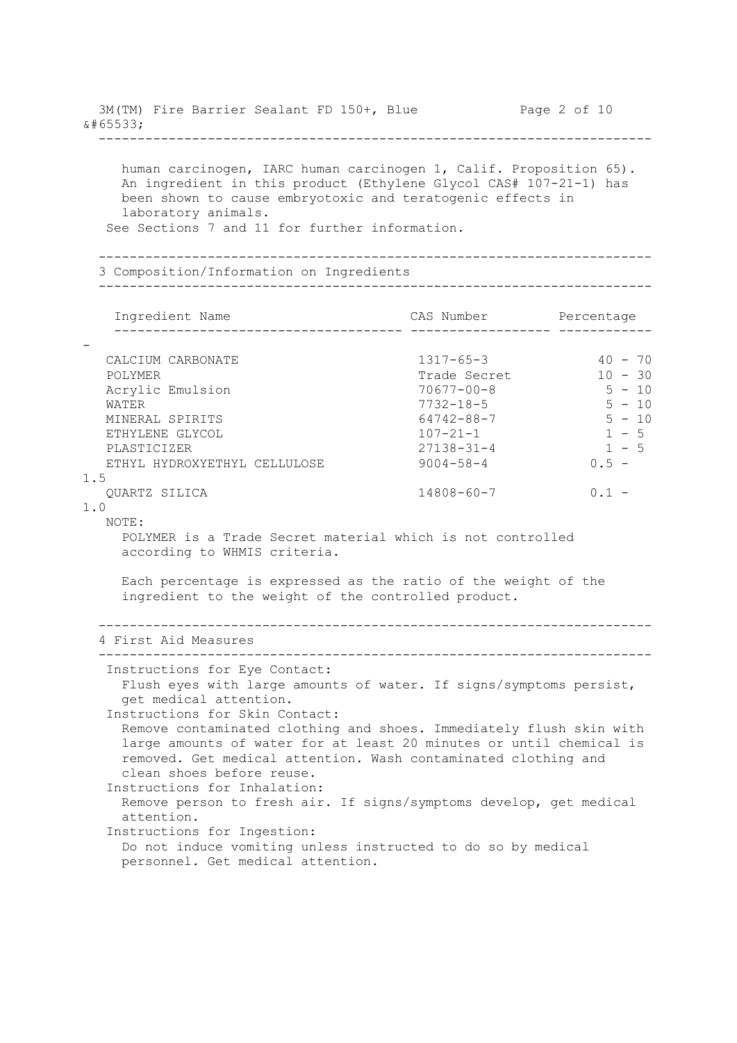human carcinogen, IARC human carcinogen 1, Calif. Proposition 65). An ingredient in this product (Ethylene Glycol CAS# 107-21-1) has been shown to cause embryotoxic and teratogenic effects in laboratory animals.

See Sections 7 and 11 for further information.

## 3 Composition/Information on Ingredients

| Ingredient Name | CAS Number | Percentage |
|---|---|---|
| CALCIUM CARBONATE | 1317-65-3 | 40 - 70 |
| POLYMER | Trade Secret | 10 - 30 |
| Acrylic Emulsion | 70677-00-8 | 5 - 10 |
| WATER | 7732-18-5 | 5 - 10 |
| MINERAL SPIRITS | 64742-88-7 | 5 - 10 |
| ETHYLENE GLYCOL | 107-21-1 | 1 - 5 |
| PLASTICIZER | 27138-31-4 | 1 - 5 |
| ETHYL HYDROXYETHYL CELLULOSE | 9004-58-4 | 0.5 - 1.5 |
| QUARTZ SILICA | 14808-60-7 | 0.1 - 1.0 |

NOTE:

POLYMER is a Trade Secret material which is not controlled according to WHMIS criteria.

Each percentage is expressed as the ratio of the weight of the ingredient to the weight of the controlled product.

## 4 First Aid Measures

Instructions for Eye Contact:
Flush eyes with large amounts of water. If signs/symptoms persist, get medical attention.

Instructions for Skin Contact:
Remove contaminated clothing and shoes. Immediately flush skin with large amounts of water for at least 20 minutes or until chemical is removed. Get medical attention. Wash contaminated clothing and clean shoes before reuse.

Instructions for Inhalation:
Remove person to fresh air. If signs/symptoms develop, get medical attention.

Instructions for Ingestion:
Do not induce vomiting unless instructed to do so by medical personnel. Get medical attention.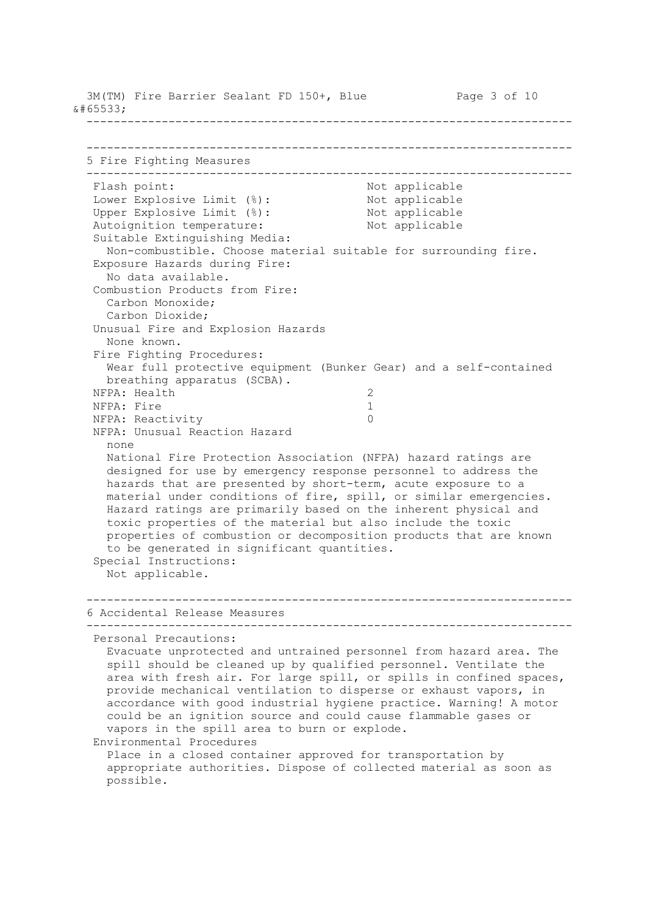## 5 Fire Fighting Measures

| | |
|---|---|
| Flash point: | Not applicable |
| Lower Explosive Limit (%): | Not applicable |
| Upper Explosive Limit (%): | Not applicable |
| Autoignition temperature: | Not applicable |

Suitable Extinguishing Media:
Non-combustible. Choose material suitable for surrounding fire.

Exposure Hazards during Fire:
No data available.

Combustion Products from Fire:
Carbon Monoxide;
Carbon Dioxide;

Unusual Fire and Explosion Hazards
None known.

Fire Fighting Procedures:
Wear full protective equipment (Bunker Gear) and a self-contained breathing apparatus (SCBA).

| | |
|---|---|
| NFPA: Health | 2 |
| NFPA: Fire | 1 |
| NFPA: Reactivity | 0 |

NFPA: Unusual Reaction Hazard
none

National Fire Protection Association (NFPA) hazard ratings are designed for use by emergency response personnel to address the hazards that are presented by short-term, acute exposure to a material under conditions of fire, spill, or similar emergencies. Hazard ratings are primarily based on the inherent physical and toxic properties of the material but also include the toxic properties of combustion or decomposition products that are known to be generated in significant quantities.

Special Instructions:
Not applicable.

## 6 Accidental Release Measures

Personal Precautions:
Evacuate unprotected and untrained personnel from hazard area. The spill should be cleaned up by qualified personnel. Ventilate the area with fresh air. For large spill, or spills in confined spaces, provide mechanical ventilation to disperse or exhaust vapors, in accordance with good industrial hygiene practice. Warning! A motor could be an ignition source and could cause flammable gases or vapors in the spill area to burn or explode.

Environmental Procedures
Place in a closed container approved for transportation by appropriate authorities. Dispose of collected material as soon as possible.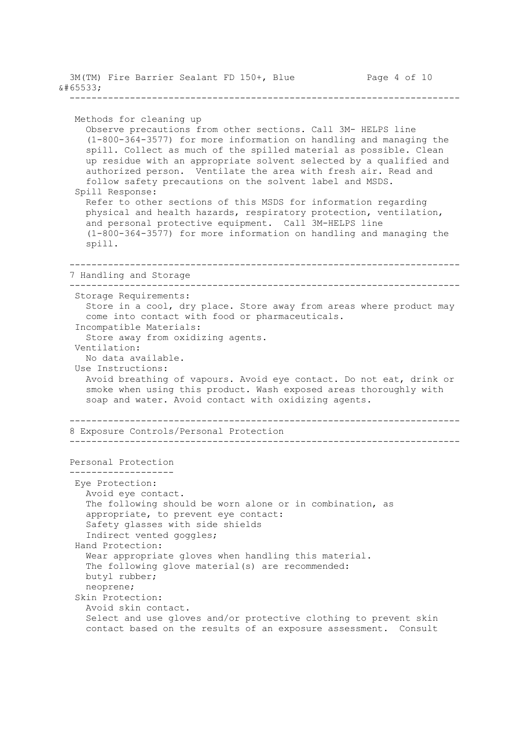**Methods for cleaning up**

Observe precautions from other sections. Call 3M- HELPS line (1-800-364-3577) for more information on handling and managing the spill. Collect as much of the spilled material as possible. Clean up residue with an appropriate solvent selected by a qualified and authorized person. Ventilate the area with fresh air. Read and follow safety precautions on the solvent label and MSDS.

**Spill Response:**

Refer to other sections of this MSDS for information regarding physical and health hazards, respiratory protection, ventilation, and personal protective equipment. Call 3M-HELPS line (1-800-364-3577) for more information on handling and managing the spill.

## 7 Handling and Storage

**Storage Requirements:**

Store in a cool, dry place. Store away from areas where product may come into contact with food or pharmaceuticals.

**Incompatible Materials:**

Store away from oxidizing agents.

**Ventilation:**

No data available.

**Use Instructions:**

Avoid breathing of vapours. Avoid eye contact. Do not eat, drink or smoke when using this product. Wash exposed areas thoroughly with soap and water. Avoid contact with oxidizing agents.

## 8 Exposure Controls/Personal Protection

### Personal Protection

**Eye Protection:**

Avoid eye contact.
The following should be worn alone or in combination, as appropriate, to prevent eye contact:
Safety glasses with side shields
Indirect vented goggles;

**Hand Protection:**

Wear appropriate gloves when handling this material.
The following glove material(s) are recommended:
butyl rubber;
neoprene;

**Skin Protection:**

Avoid skin contact.
Select and use gloves and/or protective clothing to prevent skin contact based on the results of an exposure assessment. Consult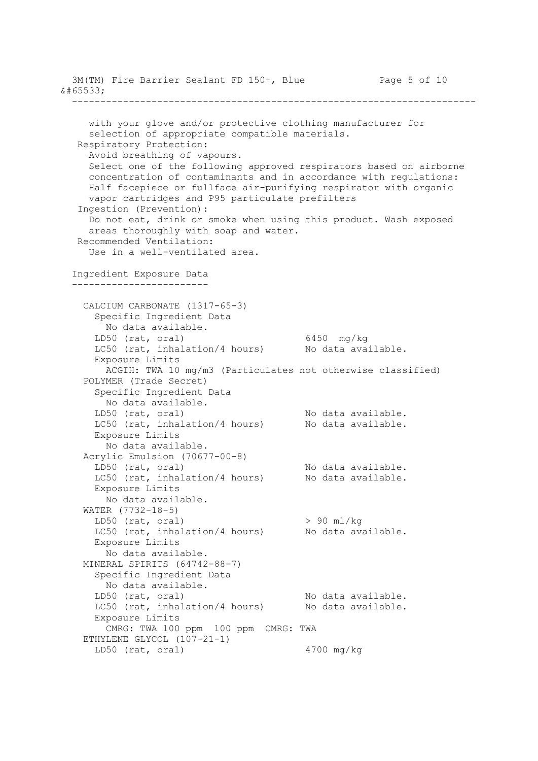with your glove and/or protective clothing manufacturer for selection of appropriate compatible materials.

**Respiratory Protection:**

Avoid breathing of vapours.

Select one of the following approved respirators based on airborne concentration of contaminants and in accordance with regulations: Half facepiece or fullface air-purifying respirator with organic vapor cartridges and P95 particulate prefilters

**Ingestion (Prevention):**

Do not eat, drink or smoke when using this product. Wash exposed areas thoroughly with soap and water.

**Recommended Ventilation:**

Use in a well-ventilated area.

## Ingredient Exposure Data

**CALCIUM CARBONATE (1317-65-3)**

Specific Ingredient Data
No data available.

| | |
|---|---|
| LD50 (rat, oral) | 6450 mg/kg |
| LC50 (rat, inhalation/4 hours) | No data available. |

Exposure Limits
ACGIH: TWA 10 mg/m3 (Particulates not otherwise classified)

**POLYMER (Trade Secret)**

Specific Ingredient Data
No data available.

| | |
|---|---|
| LD50 (rat, oral) | No data available. |
| LC50 (rat, inhalation/4 hours) | No data available. |

Exposure Limits
No data available.

**Acrylic Emulsion (70677-00-8)**

| | |
|---|---|
| LD50 (rat, oral) | No data available. |
| LC50 (rat, inhalation/4 hours) | No data available. |

Exposure Limits
No data available.

**WATER (7732-18-5)**

| | |
|---|---|
| LD50 (rat, oral) | > 90 ml/kg |
| LC50 (rat, inhalation/4 hours) | No data available. |

Exposure Limits
No data available.

**MINERAL SPIRITS (64742-88-7)**

Specific Ingredient Data
No data available.

| | |
|---|---|
| LD50 (rat, oral) | No data available. |
| LC50 (rat, inhalation/4 hours) | No data available. |

Exposure Limits
CMRG: TWA 100 ppm 100 ppm CMRG: TWA

**ETHYLENE GLYCOL (107-21-1)**

| | |
|---|---|
| LD50 (rat, oral) | 4700 mg/kg |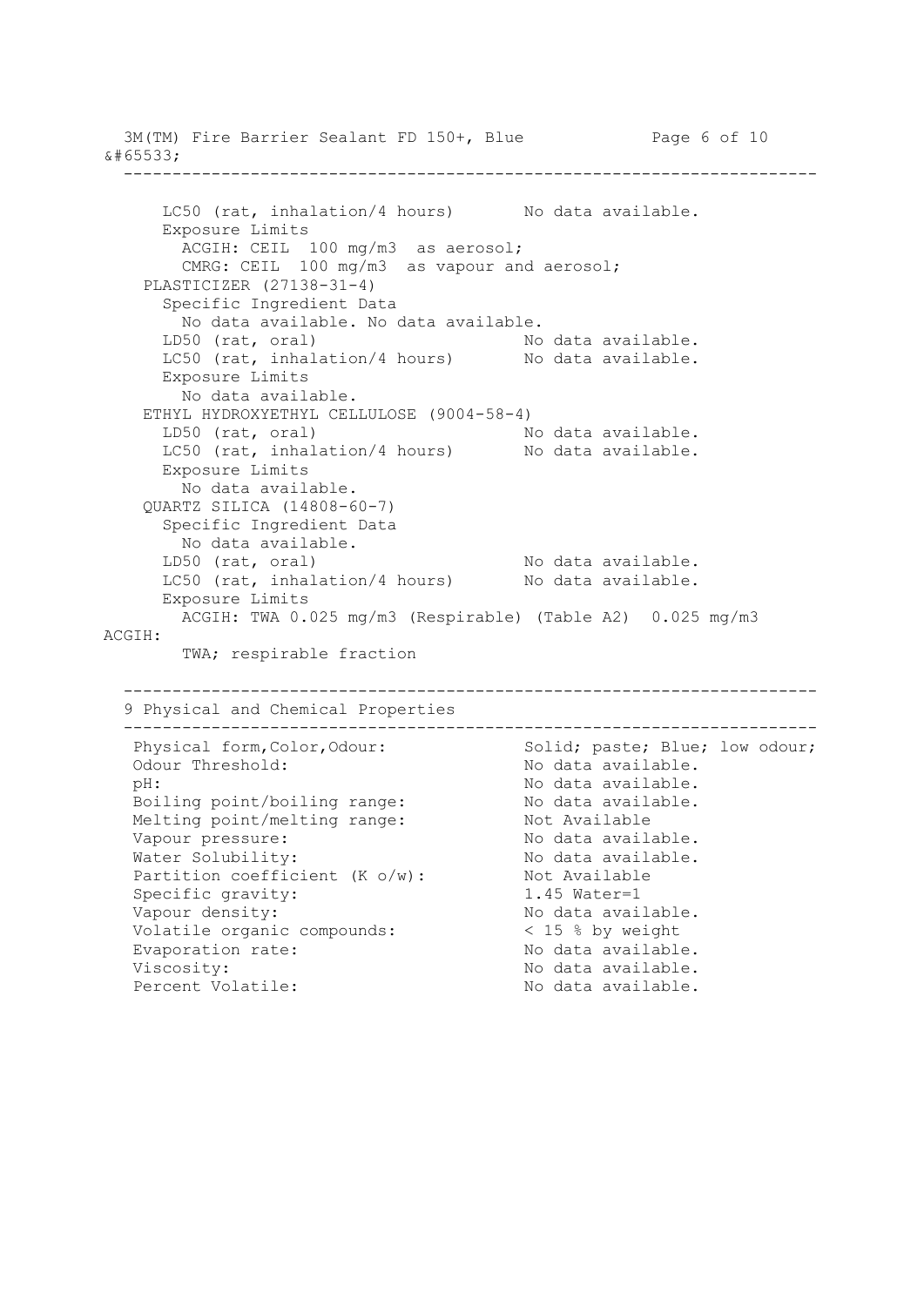LC50 (rat, inhalation/4 hours) No data available.

Exposure Limits

ACGIH: CEIL 100 mg/m3 as aerosol;

CMRG: CEIL 100 mg/m3 as vapour and aerosol;

PLASTICIZER (27138-31-4)

Specific Ingredient Data

No data available. No data available.

LD50 (rat, oral) No data available.

LC50 (rat, inhalation/4 hours) No data available.

Exposure Limits

No data available.

ETHYL HYDROXYETHYL CELLULOSE (9004-58-4)

LD50 (rat, oral) No data available.

LC50 (rat, inhalation/4 hours) No data available.

Exposure Limits

No data available.

QUARTZ SILICA (14808-60-7)

Specific Ingredient Data

No data available.

LD50 (rat, oral) No data available.

LC50 (rat, inhalation/4 hours) No data available.

Exposure Limits

ACGIH: TWA 0.025 mg/m3 (Respirable) (Table A2) 0.025 mg/m3 ACGIH:

TWA; respirable fraction

## 9 Physical and Chemical Properties

| Property | Value |
|---|---|
| Physical form,Color,Odour: | Solid; paste; Blue; low odour; |
| Odour Threshold: | No data available. |
| pH: | No data available. |
| Boiling point/boiling range: | No data available. |
| Melting point/melting range: | Not Available |
| Vapour pressure: | No data available. |
| Water Solubility: | No data available. |
| Partition coefficient (K o/w): | Not Available |
| Specific gravity: | 1.45 Water=1 |
| Vapour density: | No data available. |
| Volatile organic compounds: | < 15 % by weight |
| Evaporation rate: | No data available. |
| Viscosity: | No data available. |
| Percent Volatile: | No data available. |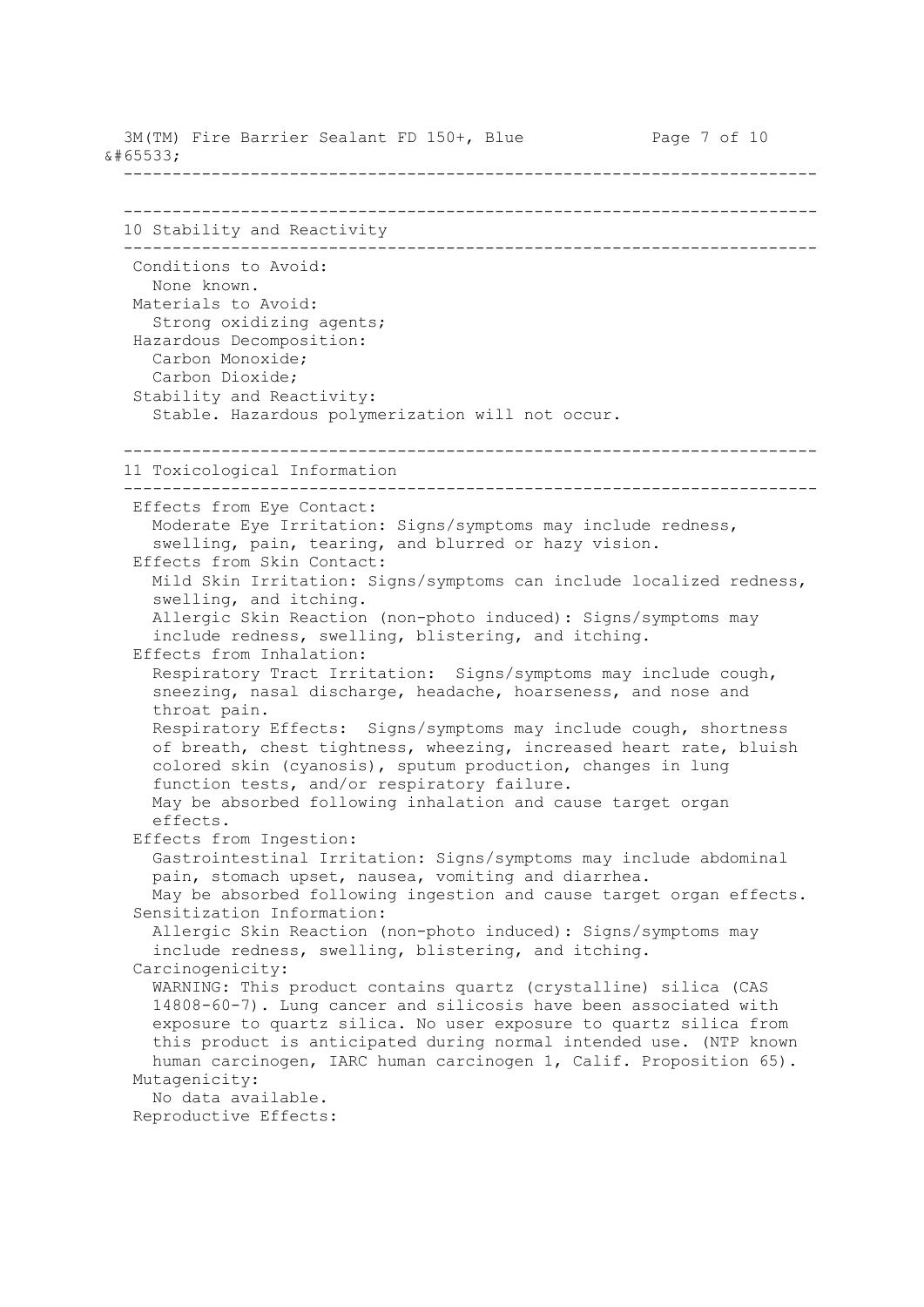## 10 Stability and Reactivity

**Conditions to Avoid:**
None known.

**Materials to Avoid:**
Strong oxidizing agents;

**Hazardous Decomposition:**
Carbon Monoxide;
Carbon Dioxide;

**Stability and Reactivity:**
Stable. Hazardous polymerization will not occur.

## 11 Toxicological Information

**Effects from Eye Contact:**
Moderate Eye Irritation: Signs/symptoms may include redness, swelling, pain, tearing, and blurred or hazy vision.

**Effects from Skin Contact:**
Mild Skin Irritation: Signs/symptoms can include localized redness, swelling, and itching.
Allergic Skin Reaction (non-photo induced): Signs/symptoms may include redness, swelling, blistering, and itching.

**Effects from Inhalation:**
Respiratory Tract Irritation: Signs/symptoms may include cough, sneezing, nasal discharge, headache, hoarseness, and nose and throat pain.
Respiratory Effects: Signs/symptoms may include cough, shortness of breath, chest tightness, wheezing, increased heart rate, bluish colored skin (cyanosis), sputum production, changes in lung function tests, and/or respiratory failure.
May be absorbed following inhalation and cause target organ effects.

**Effects from Ingestion:**
Gastrointestinal Irritation: Signs/symptoms may include abdominal pain, stomach upset, nausea, vomiting and diarrhea.
May be absorbed following ingestion and cause target organ effects.

**Sensitization Information:**
Allergic Skin Reaction (non-photo induced): Signs/symptoms may include redness, swelling, blistering, and itching.

**Carcinogenicity:**
WARNING: This product contains quartz (crystalline) silica (CAS 14808-60-7). Lung cancer and silicosis have been associated with exposure to quartz silica. No user exposure to quartz silica from this product is anticipated during normal intended use. (NTP known human carcinogen, IARC human carcinogen 1, Calif. Proposition 65).

**Mutagenicity:**
No data available.

**Reproductive Effects:**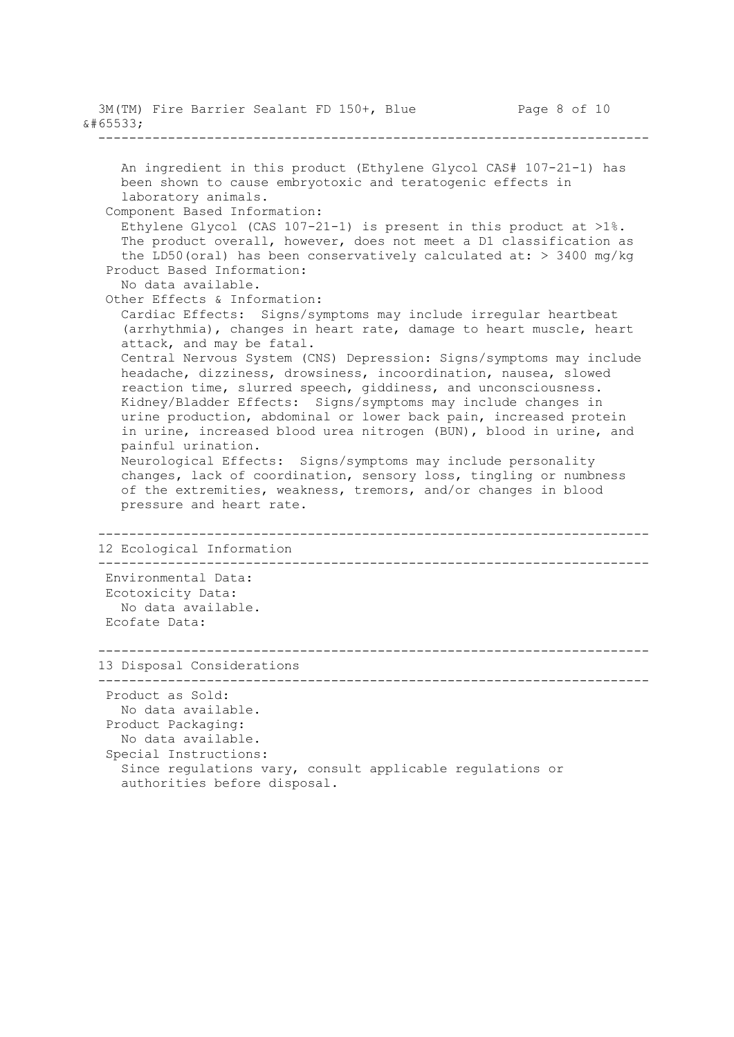An ingredient in this product (Ethylene Glycol CAS# 107-21-1) has been shown to cause embryotoxic and teratogenic effects in laboratory animals.

**Component Based Information:**

Ethylene Glycol (CAS 107-21-1) is present in this product at >1%. The product overall, however, does not meet a D1 classification as the LD50(oral) has been conservatively calculated at: > 3400 mg/kg

**Product Based Information:**

No data available.

**Other Effects & Information:**

Cardiac Effects: Signs/symptoms may include irregular heartbeat (arrhythmia), changes in heart rate, damage to heart muscle, heart attack, and may be fatal.

Central Nervous System (CNS) Depression: Signs/symptoms may include headache, dizziness, drowsiness, incoordination, nausea, slowed reaction time, slurred speech, giddiness, and unconsciousness.

Kidney/Bladder Effects: Signs/symptoms may include changes in urine production, abdominal or lower back pain, increased protein in urine, increased blood urea nitrogen (BUN), blood in urine, and painful urination.

Neurological Effects: Signs/symptoms may include personality changes, lack of coordination, sensory loss, tingling or numbness of the extremities, weakness, tremors, and/or changes in blood pressure and heart rate.

## 12 Ecological Information

**Environmental Data:**

**Ecotoxicity Data:**

No data available.

**Ecofate Data:**

## 13 Disposal Considerations

**Product as Sold:**

No data available.

**Product Packaging:**

No data available.

**Special Instructions:**

Since regulations vary, consult applicable regulations or authorities before disposal.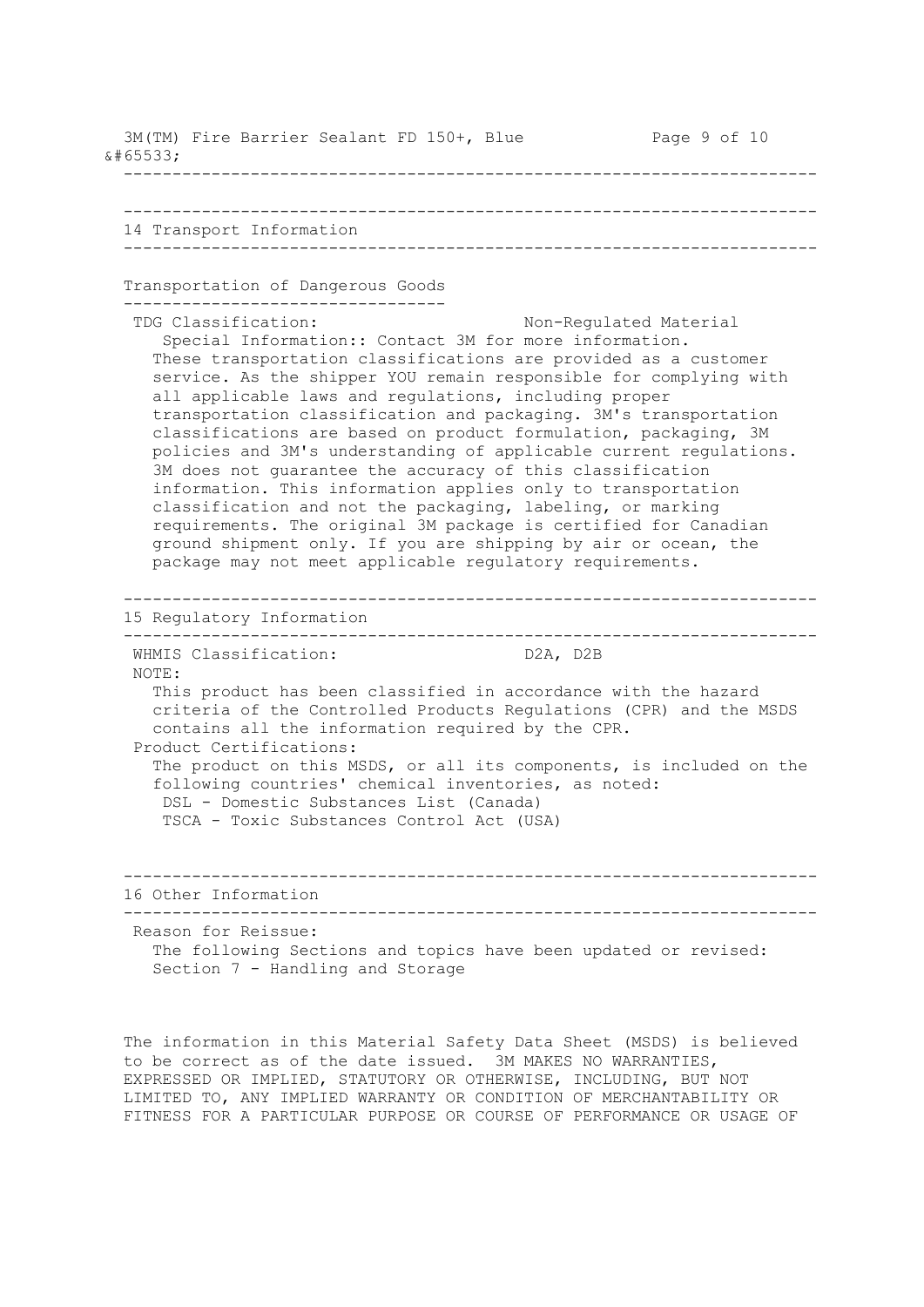## 14 Transport Information

### Transportation of Dangerous Goods

TDG Classification: Non-Regulated Material

Special Information:: Contact 3M for more information.

These transportation classifications are provided as a customer service. As the shipper YOU remain responsible for complying with all applicable laws and regulations, including proper transportation classification and packaging. 3M's transportation classifications are based on product formulation, packaging, 3M policies and 3M's understanding of applicable current regulations. 3M does not guarantee the accuracy of this classification information. This information applies only to transportation classification and not the packaging, labeling, or marking requirements. The original 3M package is certified for Canadian ground shipment only. If you are shipping by air or ocean, the package may not meet applicable regulatory requirements.

## 15 Regulatory Information

WHMIS Classification: D2A, D2B

NOTE:

This product has been classified in accordance with the hazard criteria of the Controlled Products Regulations (CPR) and the MSDS contains all the information required by the CPR.

Product Certifications:

The product on this MSDS, or all its components, is included on the following countries' chemical inventories, as noted:

- DSL - Domestic Substances List (Canada)
- TSCA - Toxic Substances Control Act (USA)

## 16 Other Information

Reason for Reissue:

The following Sections and topics have been updated or revised:
Section 7 - Handling and Storage

The information in this Material Safety Data Sheet (MSDS) is believed to be correct as of the date issued. 3M MAKES NO WARRANTIES, EXPRESSED OR IMPLIED, STATUTORY OR OTHERWISE, INCLUDING, BUT NOT LIMITED TO, ANY IMPLIED WARRANTY OR CONDITION OF MERCHANTABILITY OR FITNESS FOR A PARTICULAR PURPOSE OR COURSE OF PERFORMANCE OR USAGE OF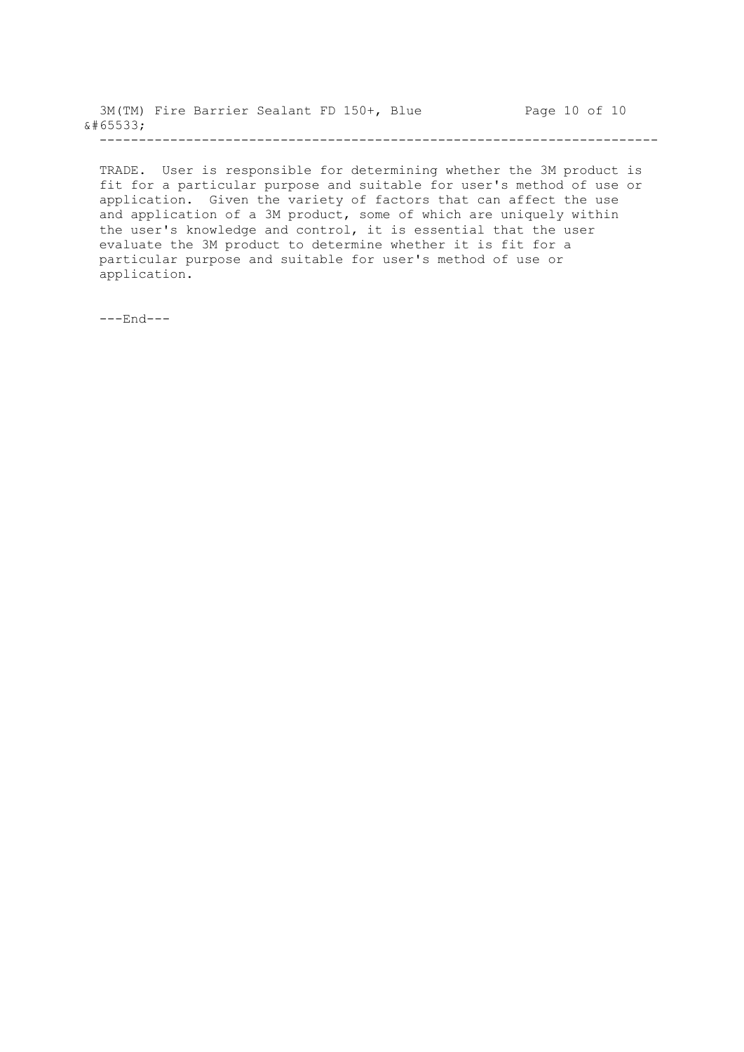TRADE. User is responsible for determining whether the 3M product is fit for a particular purpose and suitable for user's method of use or application. Given the variety of factors that can affect the use and application of a 3M product, some of which are uniquely within the user's knowledge and control, it is essential that the user evaluate the 3M product to determine whether it is fit for a particular purpose and suitable for user's method of use or application.

---End---